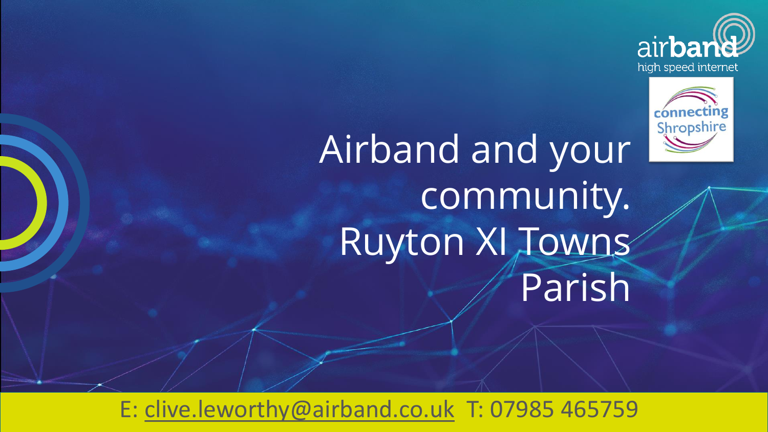airband
high speed internet

connecting Shropshire

# Airband and your community. Ruyton XI Towns Parish

E: clive.leworthy@airband.co.uk T: 07985 465759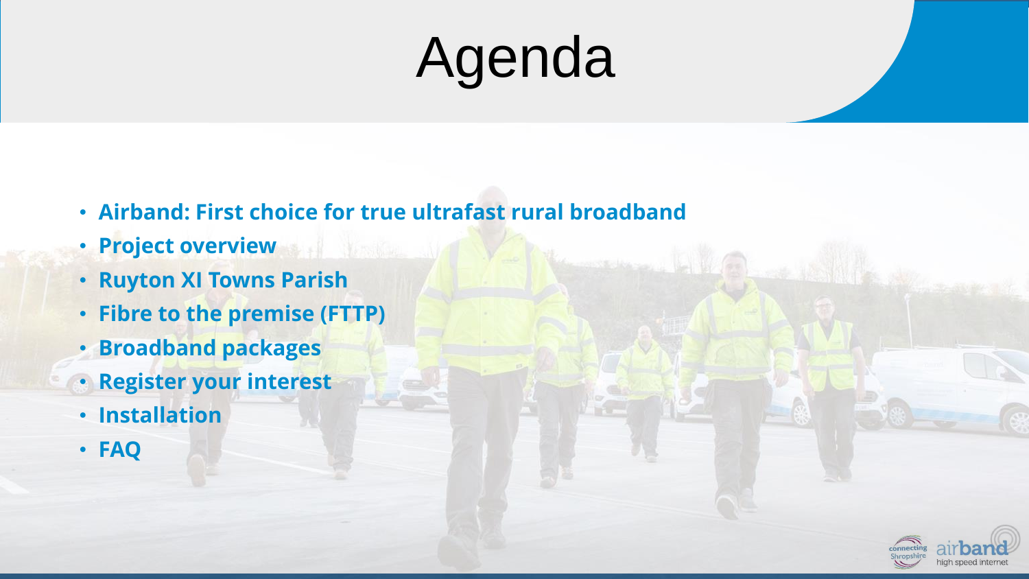# Agenda

- **Airband: First choice for true ultrafast rural broadband**
- **Project overview**
- **Ruyton XI Towns Parish**
- **Fibre to the premise (FTTP)**
- **Broadband packages**
- **Register your interest**
- **Installation**
- **FAQ**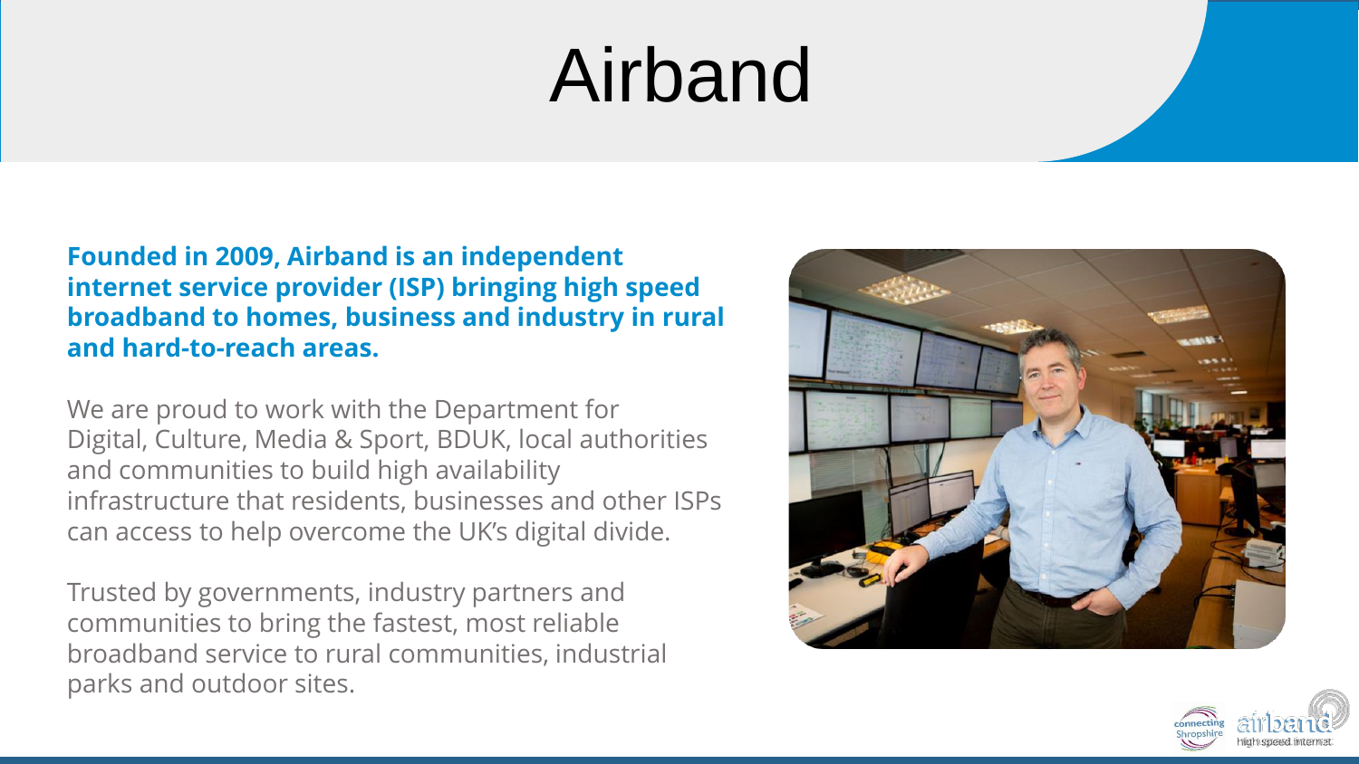# Airband

**Founded in 2009, Airband is an independent internet service provider (ISP) bringing high speed broadband to homes, business and industry in rural and hard-to-reach areas.**

We are proud to work with the Department for Digital, Culture, Media & Sport, BDUK, local authorities and communities to build high availability infrastructure that residents, businesses and other ISPs can access to help overcome the UK's digital divide.

Trusted by governments, industry partners and communities to bring the fastest, most reliable broadband service to rural communities, industrial parks and outdoor sites.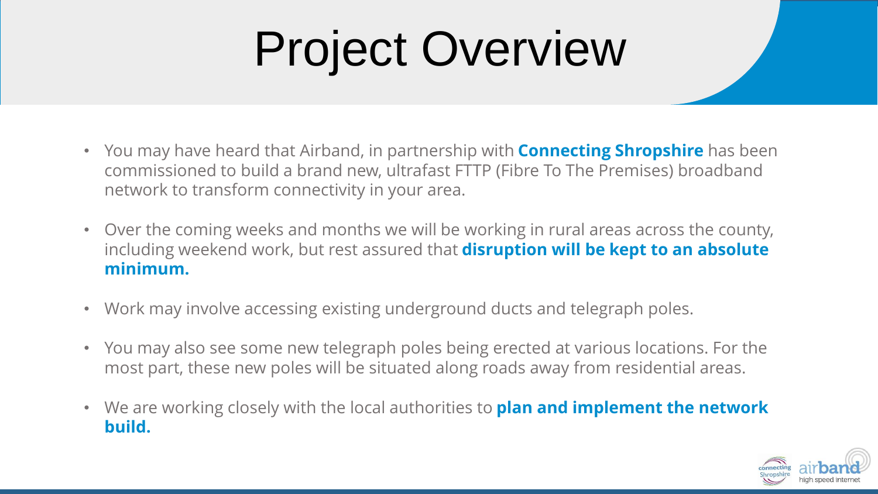# Project Overview

- You may have heard that Airband, in partnership with **Connecting Shropshire** has been commissioned to build a brand new, ultrafast FTTP (Fibre To The Premises) broadband network to transform connectivity in your area.
- Over the coming weeks and months we will be working in rural areas across the county, including weekend work, but rest assured that **disruption will be kept to an absolute minimum.**
- Work may involve accessing existing underground ducts and telegraph poles.
- You may also see some new telegraph poles being erected at various locations. For the most part, these new poles will be situated along roads away from residential areas.
- We are working closely with the local authorities to **plan and implement the network build.**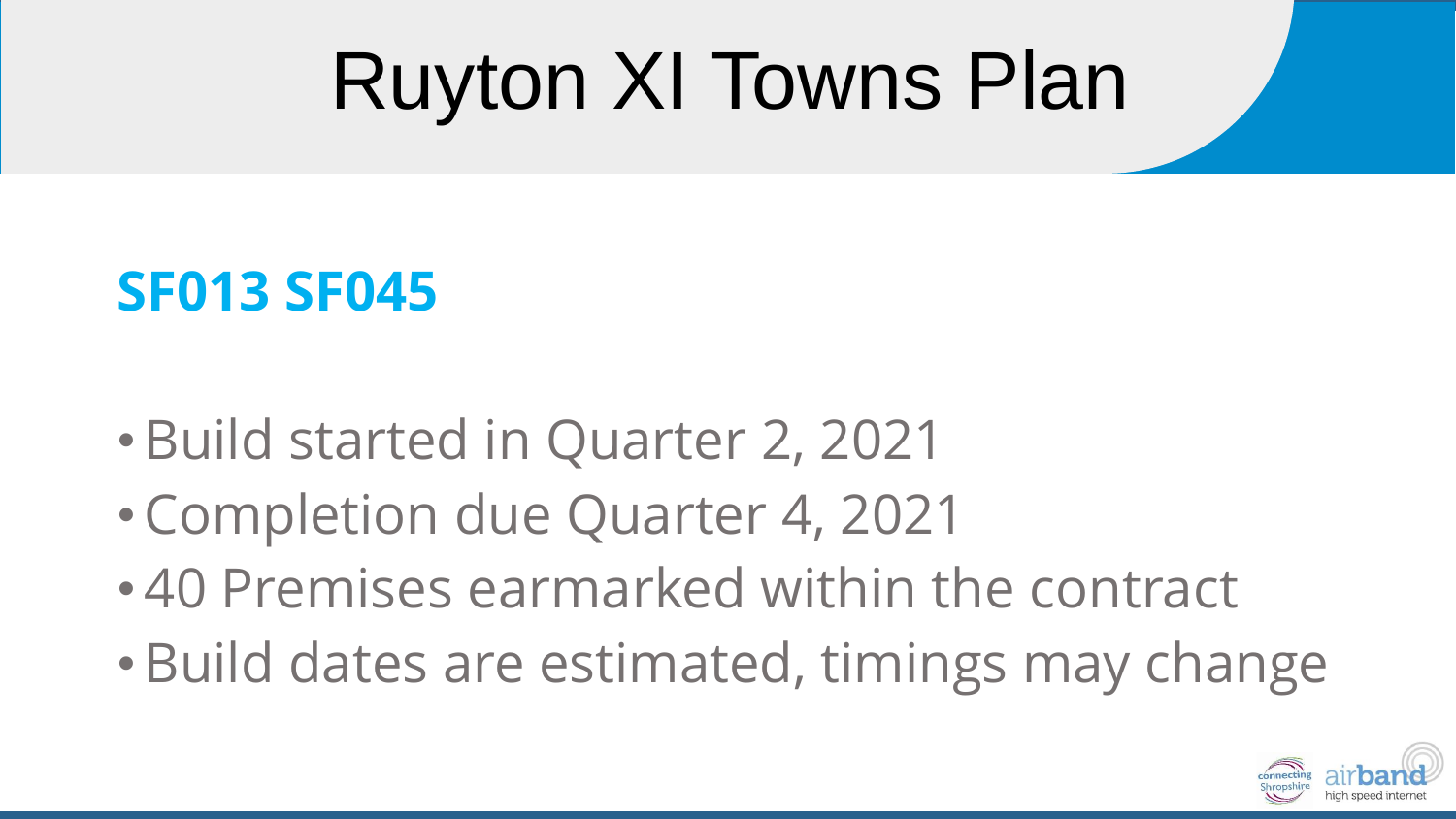# Ruyton XI Towns Plan

## SF013 SF045

- Build started in Quarter 2, 2021
- Completion due Quarter 4, 2021
- 40 Premises earmarked within the contract
- Build dates are estimated, timings may change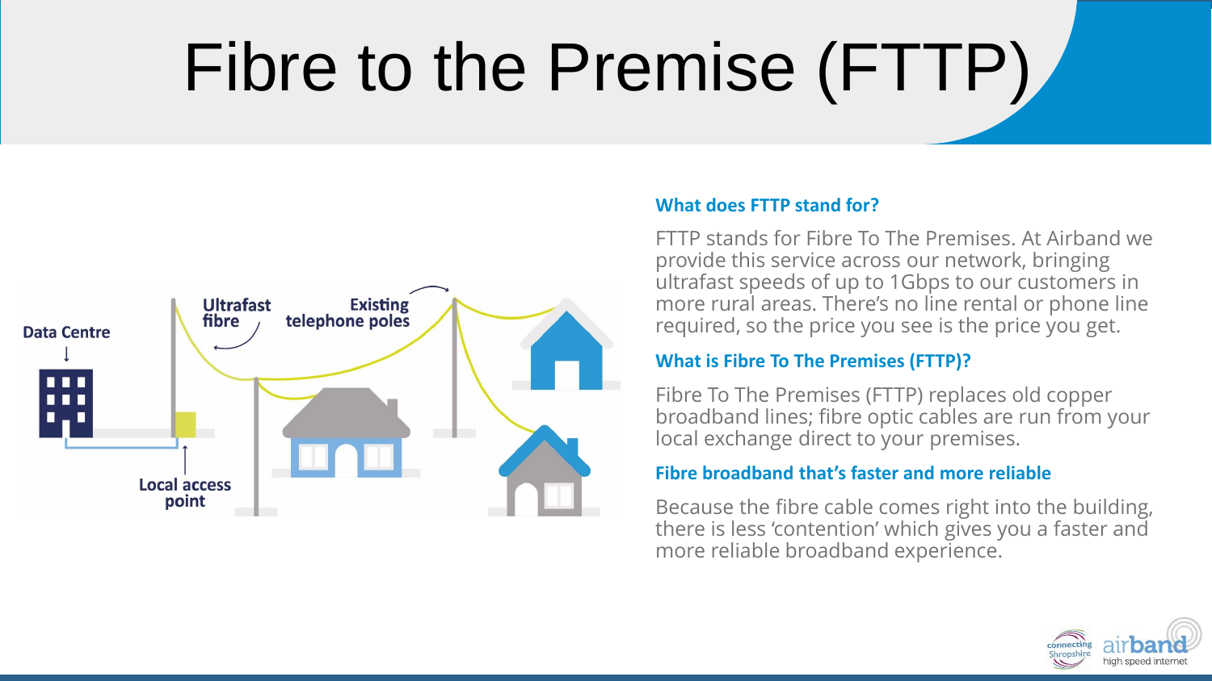# Fibre to the Premise (FTTP)

Data Centre

Ultrafast fibre

Existing telephone poles

Local access point

### What does FTTP stand for?

FTTP stands for Fibre To The Premises. At Airband we provide this service across our network, bringing ultrafast speeds of up to 1Gbps to our customers in more rural areas. There's no line rental or phone line required, so the price you see is the price you get.

### What is Fibre To The Premises (FTTP)?

Fibre To The Premises (FTTP) replaces old copper broadband lines; fibre optic cables are run from your local exchange direct to your premises.

### Fibre broadband that's faster and more reliable

Because the fibre cable comes right into the building, there is less 'contention' which gives you a faster and more reliable broadband experience.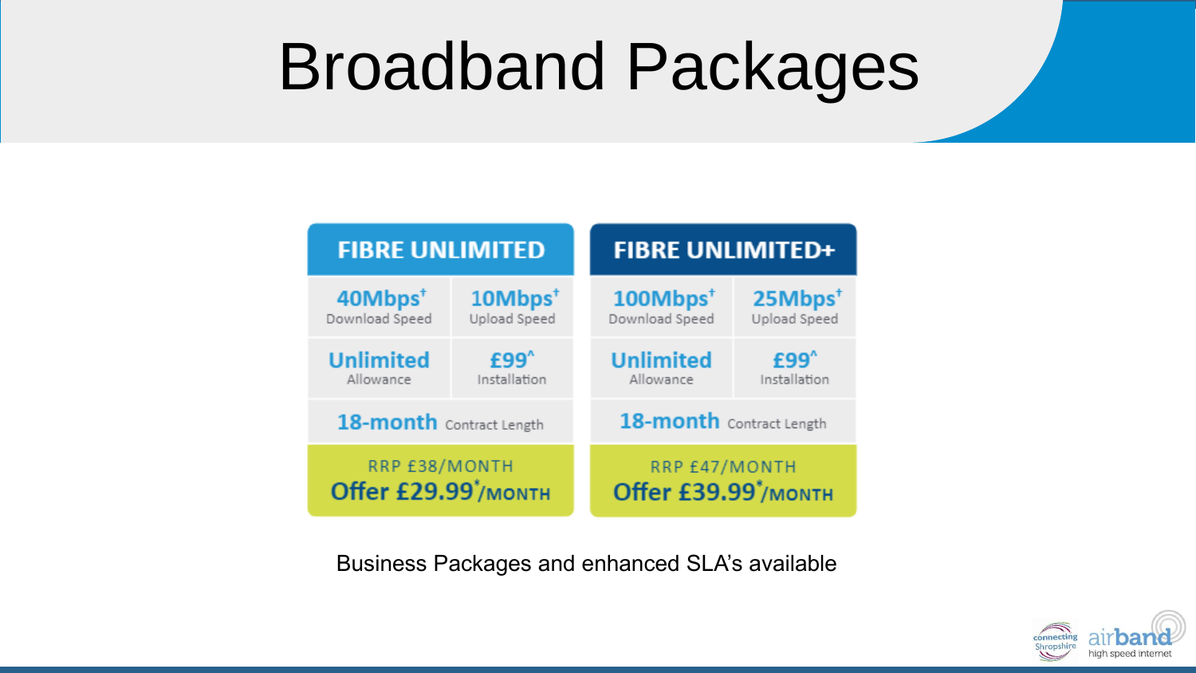# Broadband Packages

| FIBRE UNLIMITED | | FIBRE UNLIMITED+ | |
|---|---|---|---|
| **40Mbps**[†] Download Speed | **10Mbps**[†] Upload Speed | **100Mbps**[†] Download Speed | **25Mbps**[†] Upload Speed |
| **Unlimited** Allowance | **£99**[^] Installation | **Unlimited** Allowance | **£99**[^] Installation |
| **18-month** Contract Length | | **18-month** Contract Length | |
| RRP £38/MONTH **Offer £29.99*/MONTH** | | RRP £47/MONTH **Offer £39.99*/MONTH** | |

Business Packages and enhanced SLA's available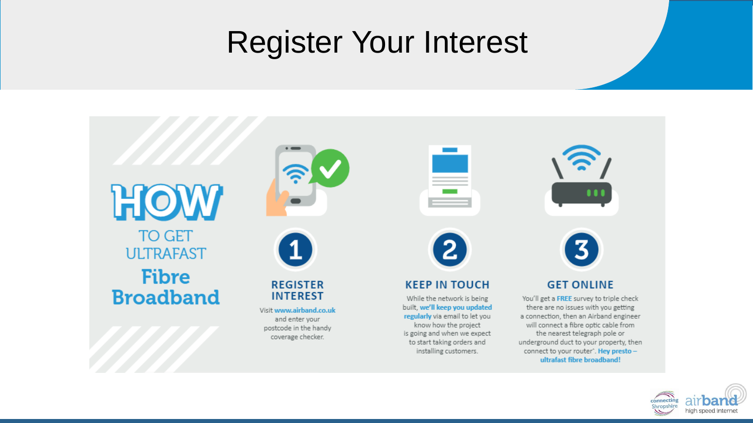# Register Your Interest

## HOW TO GET ULTRAFAST **Fibre Broadband**

### 1 REGISTER INTEREST

Visit **www.airband.co.uk** and enter your postcode in the handy coverage checker.

### 2 KEEP IN TOUCH

While the network is being built, **we'll keep you updated regularly** via email to let you know how the project is going and when we expect to start taking orders and installing customers.

### 3 GET ONLINE

You'll get a **FREE** survey to triple check there are no issues with you getting a connection, then an Airband engineer will connect a fibre optic cable from the nearest telegraph pole or underground duct to your property, then connect to your router*. **Hey presto – ultrafast fibre broadband!**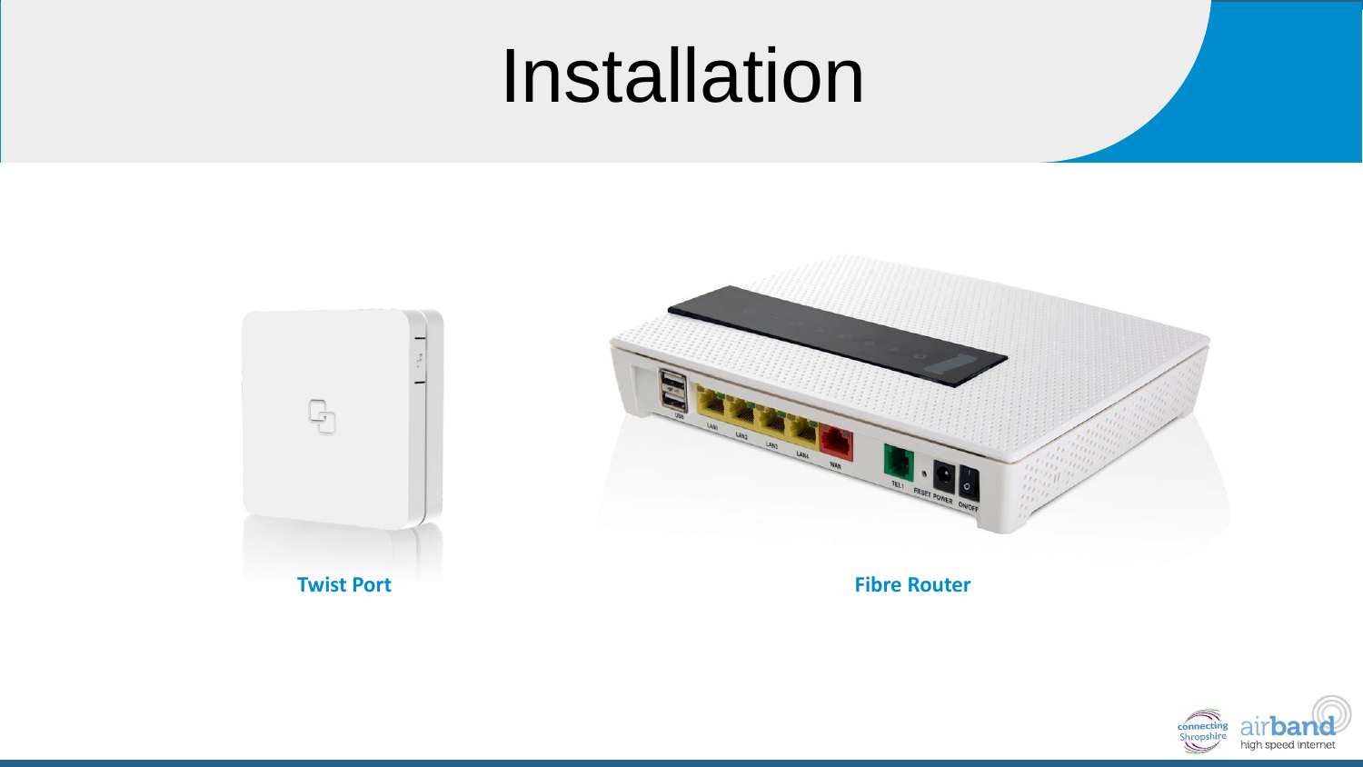# Installation

**Twist Port**

**Fibre Router**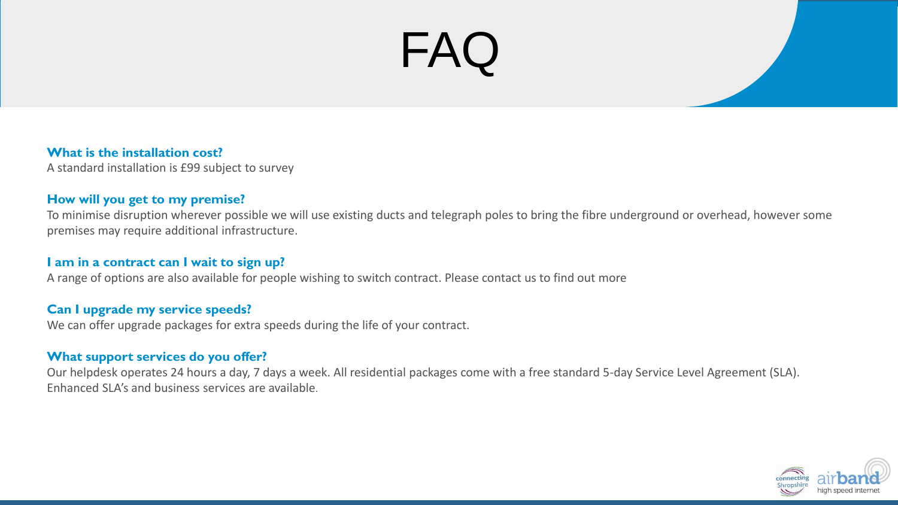# FAQ

**What is the installation cost?**
A standard installation is £99 subject to survey

**How will you get to my premise?**
To minimise disruption wherever possible we will use existing ducts and telegraph poles to bring the fibre underground or overhead, however some premises may require additional infrastructure.

**I am in a contract can I wait to sign up?**
A range of options are also available for people wishing to switch contract. Please contact us to find out more

**Can I upgrade my service speeds?**
We can offer upgrade packages for extra speeds during the life of your contract.

**What support services do you offer?**
Our helpdesk operates 24 hours a day, 7 days a week. All residential packages come with a free standard 5-day Service Level Agreement (SLA). Enhanced SLA's and business services are available.